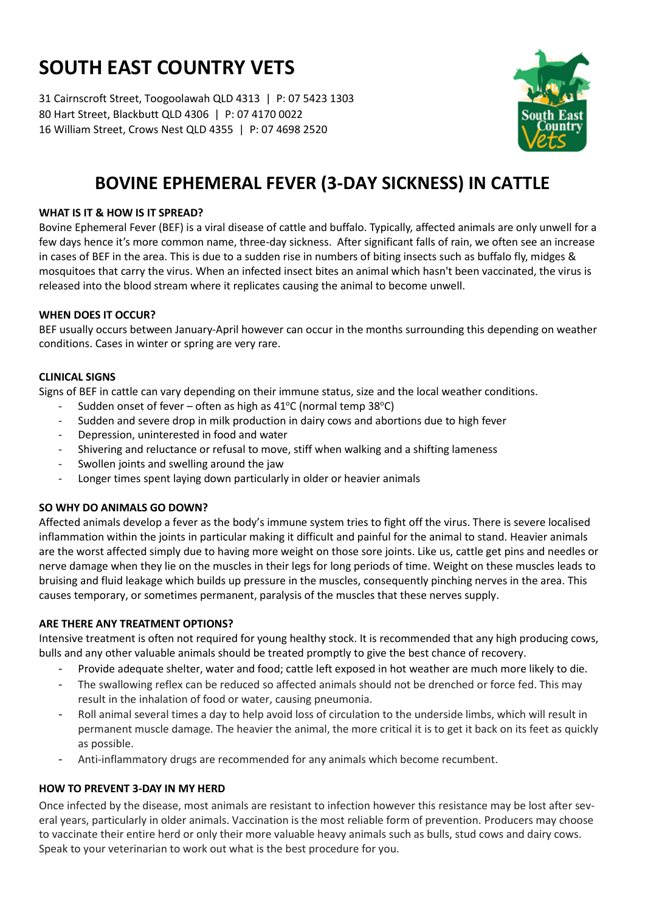# SOUTH EAST COUNTRY VETS

31 Cairnscroft Street, Toogoolawah QLD 4313 | P: 07 5423 1303
80 Hart Street, Blackbutt QLD 4306 | P: 07 4170 0022
16 William Street, Crows Nest QLD 4355 | P: 07 4698 2520

## BOVINE EPHEMERAL FEVER (3-DAY SICKNESS) IN CATTLE

### WHAT IS IT & HOW IS IT SPREAD?

Bovine Ephemeral Fever (BEF) is a viral disease of cattle and buffalo. Typically, affected animals are only unwell for a few days hence it's more common name, three-day sickness. After significant falls of rain, we often see an increase in cases of BEF in the area. This is due to a sudden rise in numbers of biting insects such as buffalo fly, midges & mosquitoes that carry the virus. When an infected insect bites an animal which hasn't been vaccinated, the virus is released into the blood stream where it replicates causing the animal to become unwell.

### WHEN DOES IT OCCUR?

BEF usually occurs between January-April however can occur in the months surrounding this depending on weather conditions. Cases in winter or spring are very rare.

### CLINICAL SIGNS

Signs of BEF in cattle can vary depending on their immune status, size and the local weather conditions.

- Sudden onset of fever – often as high as 41°C (normal temp 38°C)
- Sudden and severe drop in milk production in dairy cows and abortions due to high fever
- Depression, uninterested in food and water
- Shivering and reluctance or refusal to move, stiff when walking and a shifting lameness
- Swollen joints and swelling around the jaw
- Longer times spent laying down particularly in older or heavier animals

### SO WHY DO ANIMALS GO DOWN?

Affected animals develop a fever as the body's immune system tries to fight off the virus. There is severe localised inflammation within the joints in particular making it difficult and painful for the animal to stand. Heavier animals are the worst affected simply due to having more weight on those sore joints. Like us, cattle get pins and needles or nerve damage when they lie on the muscles in their legs for long periods of time. Weight on these muscles leads to bruising and fluid leakage which builds up pressure in the muscles, consequently pinching nerves in the area. This causes temporary, or sometimes permanent, paralysis of the muscles that these nerves supply.

### ARE THERE ANY TREATMENT OPTIONS?

Intensive treatment is often not required for young healthy stock. It is recommended that any high producing cows, bulls and any other valuable animals should be treated promptly to give the best chance of recovery.

- Provide adequate shelter, water and food; cattle left exposed in hot weather are much more likely to die.
- The swallowing reflex can be reduced so affected animals should not be drenched or force fed. This may result in the inhalation of food or water, causing pneumonia.
- Roll animal several times a day to help avoid loss of circulation to the underside limbs, which will result in permanent muscle damage. The heavier the animal, the more critical it is to get it back on its feet as quickly as possible.
- Anti-inflammatory drugs are recommended for any animals which become recumbent.

### HOW TO PREVENT 3-DAY IN MY HERD

Once infected by the disease, most animals are resistant to infection however this resistance may be lost after several years, particularly in older animals. Vaccination is the most reliable form of prevention. Producers may choose to vaccinate their entire herd or only their more valuable heavy animals such as bulls, stud cows and dairy cows. Speak to your veterinarian to work out what is the best procedure for you.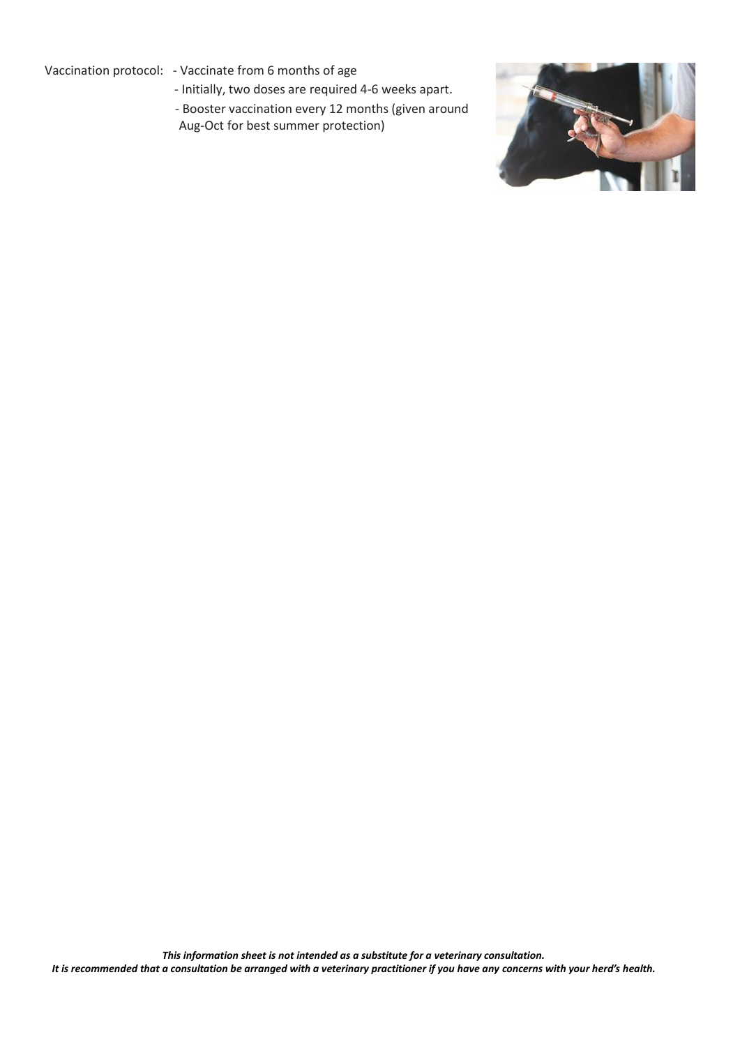Vaccination protocol:

- Vaccinate from 6 months of age
- Initially, two doses are required 4-6 weeks apart.
- Booster vaccination every 12 months (given around Aug-Oct for best summer protection)

*This information sheet is not intended as a substitute for a veterinary consultation.*
*It is recommended that a consultation be arranged with a veterinary practitioner if you have any concerns with your herd's health.*